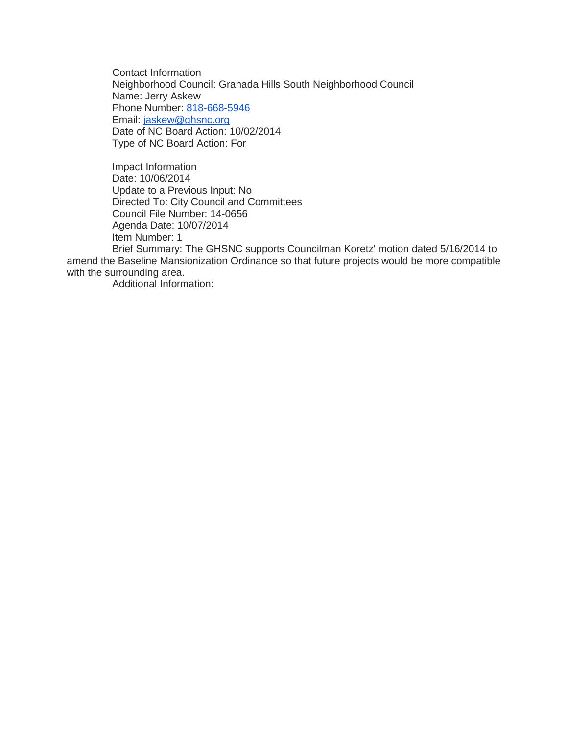Contact Information
Neighborhood Council: Granada Hills South Neighborhood Council
Name: Jerry Askew
Phone Number: 818-668-5946
Email: jaskew@ghsnc.org
Date of NC Board Action: 10/02/2014
Type of NC Board Action: For

Impact Information
Date: 10/06/2014
Update to a Previous Input: No
Directed To: City Council and Committees
Council File Number: 14-0656
Agenda Date: 10/07/2014
Item Number: 1
Brief Summary: The GHSNC supports Councilman Koretz' motion dated 5/16/2014 to amend the Baseline Mansionization Ordinance so that future projects would be more compatible with the surrounding area.
Additional Information: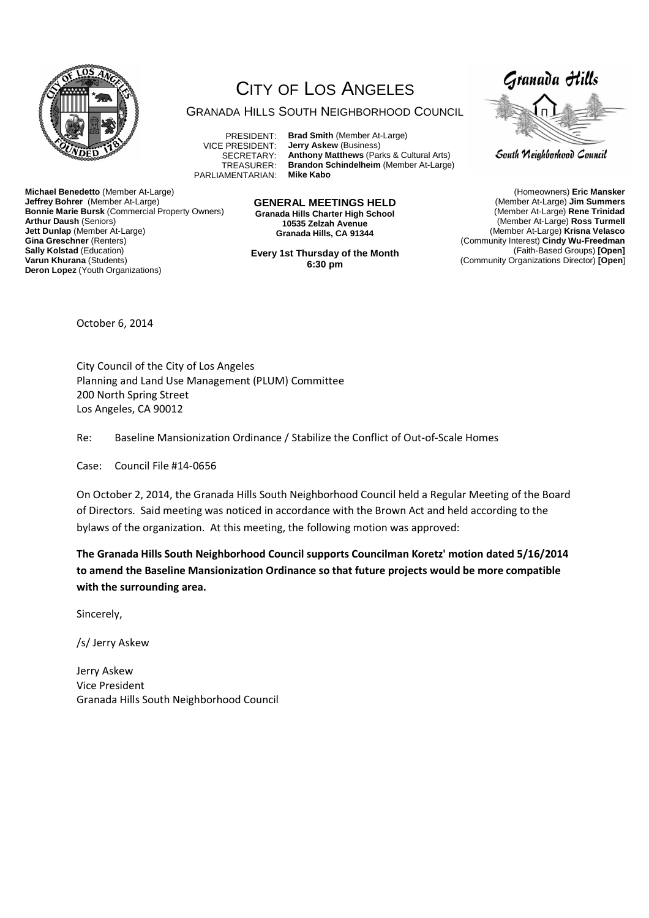# CITY OF LOS ANGELES

## GRANADA HILLS SOUTH NEIGHBORHOOD COUNCIL

PRESIDENT: **Brad Smith** (Member At-Large)
VICE PRESIDENT: **Jerry Askew** (Business)
SECRETARY: **Anthony Matthews** (Parks & Cultural Arts)
TREASURER: **Brandon Schindelheim** (Member At-Large)
PARLIAMENTARIAN: **Mike Kabo**

Granada Hills South Neighborhood Council

**Michael Benedetto** (Member At-Large)
**Jeffrey Bohrer** (Member At-Large)
**Bonnie Marie Bursk** (Commercial Property Owners)
**Arthur Daush** (Seniors)
**Jett Dunlap** (Member At-Large)
**Gina Greschner** (Renters)
**Sally Kolstad** (Education)
**Varun Khurana** (Students)
**Deron Lopez** (Youth Organizations)

**GENERAL MEETINGS HELD**
**Granada Hills Charter High School**
**10535 Zelzah Avenue**
**Granada Hills, CA 91344**

**Every 1st Thursday of the Month**
**6:30 pm**

(Homeowners) **Eric Mansker**
(Member At-Large) **Jim Summers**
(Member At-Large) **Rene Trinidad**
(Member At-Large) **Ross Turmell**
(Member At-Large) **Krisna Velasco**
(Community Interest) **Cindy Wu-Freedman**
(Faith-Based Groups) **[Open]**
(Community Organizations Director) **[Open]**

October 6, 2014

City Council of the City of Los Angeles
Planning and Land Use Management (PLUM) Committee
200 North Spring Street
Los Angeles, CA 90012

Re: Baseline Mansionization Ordinance / Stabilize the Conflict of Out-of-Scale Homes

Case: Council File #14-0656

On October 2, 2014, the Granada Hills South Neighborhood Council held a Regular Meeting of the Board of Directors. Said meeting was noticed in accordance with the Brown Act and held according to the bylaws of the organization. At this meeting, the following motion was approved:

**The Granada Hills South Neighborhood Council supports Councilman Koretz' motion dated 5/16/2014 to amend the Baseline Mansionization Ordinance so that future projects would be more compatible with the surrounding area.**

Sincerely,

/s/ Jerry Askew

Jerry Askew
Vice President
Granada Hills South Neighborhood Council